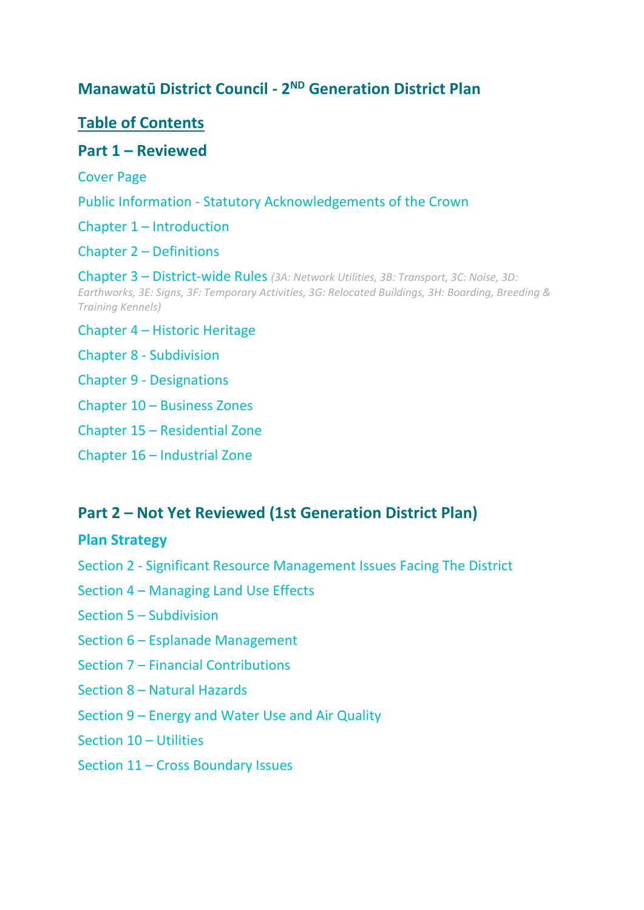# Manawatū District Council - 2ND Generation District Plan

## Table of Contents

## Part 1 – Reviewed

Cover Page

Public Information - Statutory Acknowledgements of the Crown

Chapter 1 – Introduction

Chapter 2 – Definitions

Chapter 3 – District-wide Rules *(3A: Network Utilities, 3B: Transport, 3C: Noise, 3D: Earthworks, 3E: Signs, 3F: Temporary Activities, 3G: Relocated Buildings, 3H: Boarding, Breeding & Training Kennels)*

Chapter 4 – Historic Heritage

Chapter 8 - Subdivision

Chapter 9 - Designations

Chapter 10 – Business Zones

Chapter 15 – Residential Zone

Chapter 16 – Industrial Zone

## Part 2 – Not Yet Reviewed (1st Generation District Plan)

### Plan Strategy

Section 2 - Significant Resource Management Issues Facing The District

Section 4 – Managing Land Use Effects

Section 5 – Subdivision

Section 6 – Esplanade Management

Section 7 – Financial Contributions

Section 8 – Natural Hazards

Section 9 – Energy and Water Use and Air Quality

Section 10 – Utilities

Section 11 – Cross Boundary Issues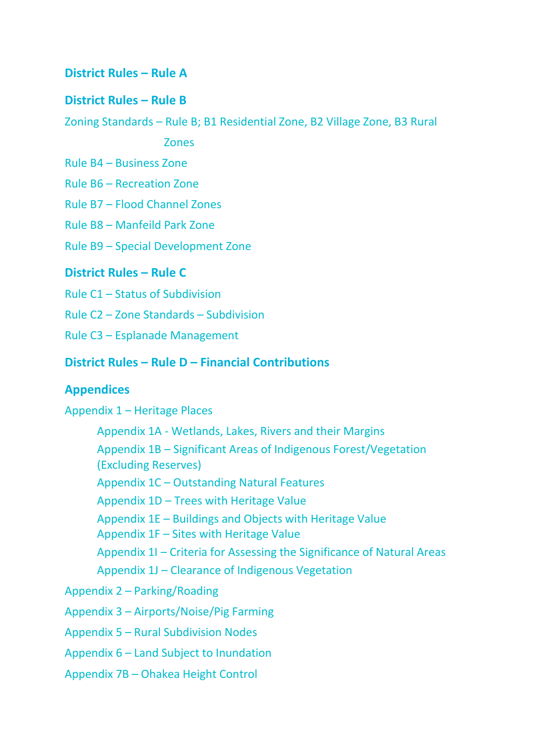## District Rules – Rule A

## District Rules – Rule B

Zoning Standards – Rule B; B1 Residential Zone, B2 Village Zone, B3 Rural Zones

Rule B4 – Business Zone

Rule B6 – Recreation Zone

Rule B7 – Flood Channel Zones

Rule B8 – Manfeild Park Zone

Rule B9 – Special Development Zone

## District Rules – Rule C

Rule C1 – Status of Subdivision

Rule C2 – Zone Standards – Subdivision

Rule C3 – Esplanade Management

## District Rules – Rule D – Financial Contributions

## Appendices

Appendix 1 – Heritage Places

- Appendix 1A - Wetlands, Lakes, Rivers and their Margins
- Appendix 1B – Significant Areas of Indigenous Forest/Vegetation (Excluding Reserves)
- Appendix 1C – Outstanding Natural Features
- Appendix 1D – Trees with Heritage Value
- Appendix 1E – Buildings and Objects with Heritage Value
- Appendix 1F – Sites with Heritage Value
- Appendix 1I – Criteria for Assessing the Significance of Natural Areas
- Appendix 1J – Clearance of Indigenous Vegetation

Appendix 2 – Parking/Roading

Appendix 3 – Airports/Noise/Pig Farming

Appendix 5 – Rural Subdivision Nodes

Appendix 6 – Land Subject to Inundation

Appendix 7B – Ohakea Height Control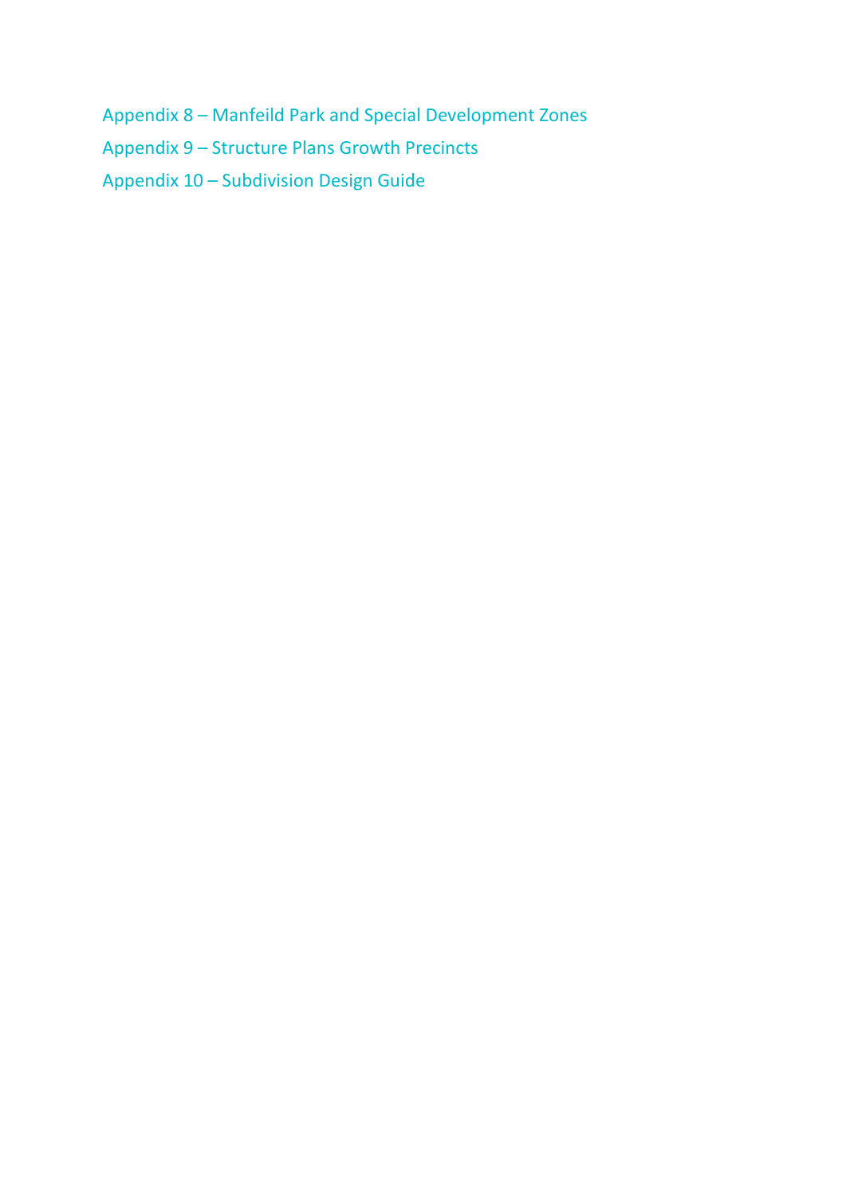Appendix 8 – Manfeild Park and Special Development Zones

Appendix 9 – Structure Plans Growth Precincts

Appendix 10 – Subdivision Design Guide